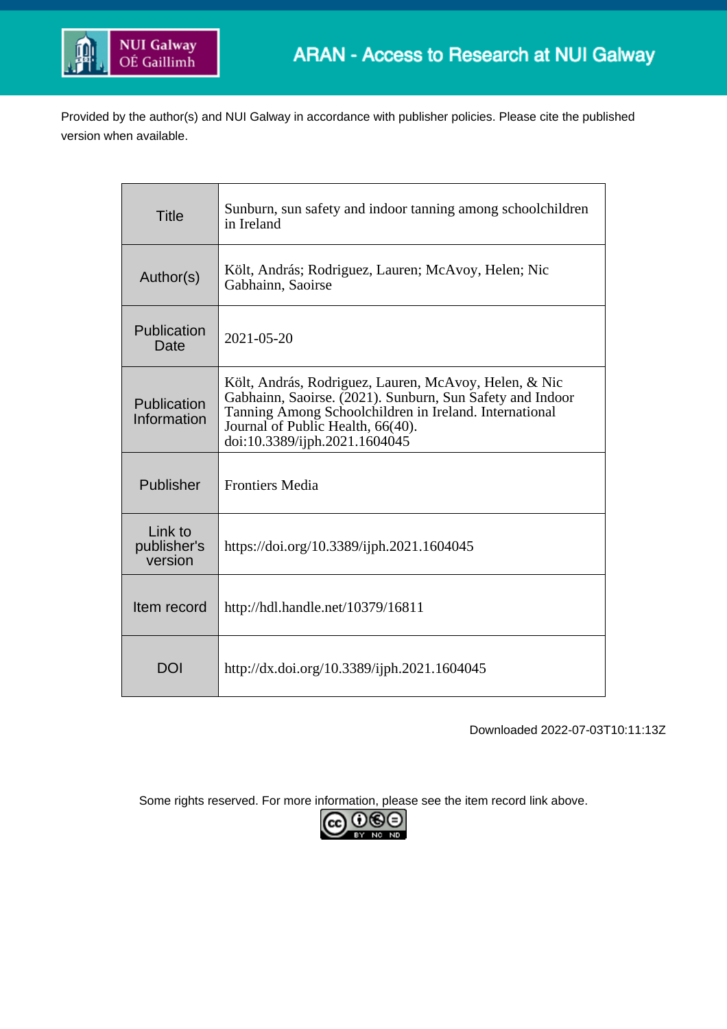ARAN - Access to Research at NUI Galway

Provided by the author(s) and NUI Galway in accordance with publisher policies. Please cite the published version when available.

| Title | Sunburn, sun safety and indoor tanning among schoolchildren in Ireland |
|---|---|
| Author(s) | Költ, András; Rodriguez, Lauren; McAvoy, Helen; Nic Gabhainn, Saoirse |
| Publication Date | 2021-05-20 |
| Publication Information | Költ, András, Rodriguez, Lauren, McAvoy, Helen, & Nic Gabhainn, Saoirse. (2021). Sunburn, Sun Safety and Indoor Tanning Among Schoolchildren in Ireland. International Journal of Public Health, 66(40). doi:10.3389/ijph.2021.1604045 |
| Publisher | Frontiers Media |
| Link to publisher's version | https://doi.org/10.3389/ijph.2021.1604045 |
| Item record | http://hdl.handle.net/10379/16811 |
| DOI | http://dx.doi.org/10.3389/ijph.2021.1604045 |

Downloaded 2022-07-03T10:11:13Z

Some rights reserved. For more information, please see the item record link above.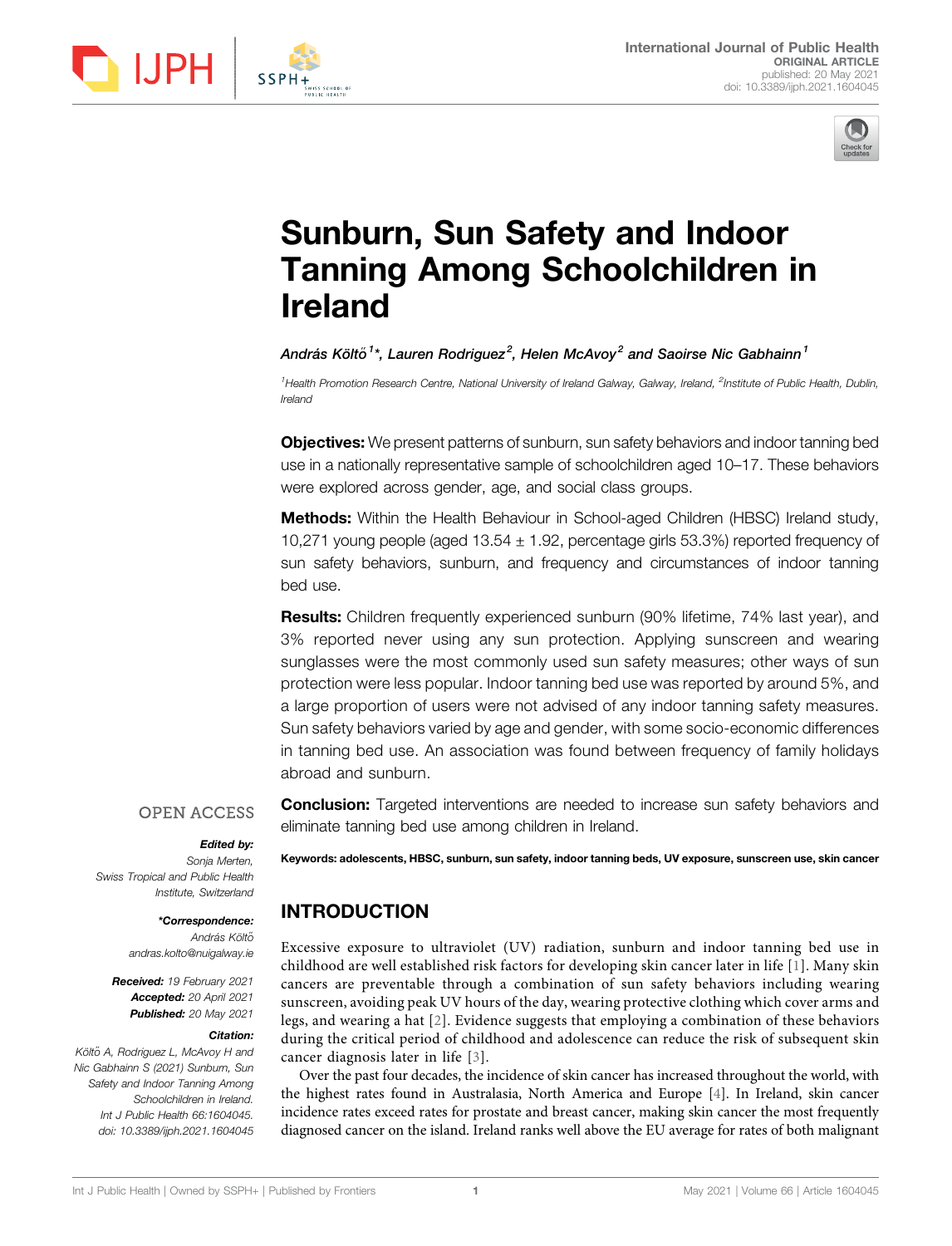# Sunburn, Sun Safety and Indoor Tanning Among Schoolchildren in Ireland

*András Költő[1]\*, Lauren Rodriguez[2], Helen McAvoy[2] and Saoirse Nic Gabhainn[1]*

[1]Health Promotion Research Centre, National University of Ireland Galway, Galway, Ireland, [2]Institute of Public Health, Dublin, Ireland

**Objectives:** We present patterns of sunburn, sun safety behaviors and indoor tanning bed use in a nationally representative sample of schoolchildren aged 10–17. These behaviors were explored across gender, age, and social class groups.

**Methods:** Within the Health Behaviour in School-aged Children (HBSC) Ireland study, 10,271 young people (aged 13.54 ± 1.92, percentage girls 53.3%) reported frequency of sun safety behaviors, sunburn, and frequency and circumstances of indoor tanning bed use.

**Results:** Children frequently experienced sunburn (90% lifetime, 74% last year), and 3% reported never using any sun protection. Applying sunscreen and wearing sunglasses were the most commonly used sun safety measures; other ways of sun protection were less popular. Indoor tanning bed use was reported by around 5%, and a large proportion of users were not advised of any indoor tanning safety measures. Sun safety behaviors varied by age and gender, with some socio-economic differences in tanning bed use. An association was found between frequency of family holidays abroad and sunburn.

**Conclusion:** Targeted interventions are needed to increase sun safety behaviors and eliminate tanning bed use among children in Ireland.

**Keywords: adolescents, HBSC, sunburn, sun safety, indoor tanning beds, UV exposure, sunscreen use, skin cancer**

OPEN ACCESS

***Edited by:***
*Sonja Merten,*
*Swiss Tropical and Public Health Institute, Switzerland*

***\*Correspondence:***
*András Költő*
*andras.kolto@nuigalway.ie*

***Received:*** *19 February 2021*
***Accepted:*** *20 April 2021*
***Published:*** *20 May 2021*

***Citation:***
*Költő A, Rodriguez L, McAvoy H and Nic Gabhainn S (2021) Sunburn, Sun Safety and Indoor Tanning Among Schoolchildren in Ireland. Int J Public Health 66:1604045. doi: 10.3389/ijph.2021.1604045*

## INTRODUCTION

Excessive exposure to ultraviolet (UV) radiation, sunburn and indoor tanning bed use in childhood are well established risk factors for developing skin cancer later in life [1]. Many skin cancers are preventable through a combination of sun safety behaviors including wearing sunscreen, avoiding peak UV hours of the day, wearing protective clothing which cover arms and legs, and wearing a hat [2]. Evidence suggests that employing a combination of these behaviors during the critical period of childhood and adolescence can reduce the risk of subsequent skin cancer diagnosis later in life [3].

Over the past four decades, the incidence of skin cancer has increased throughout the world, with the highest rates found in Australasia, North America and Europe [4]. In Ireland, skin cancer incidence rates exceed rates for prostate and breast cancer, making skin cancer the most frequently diagnosed cancer on the island. Ireland ranks well above the EU average for rates of both malignant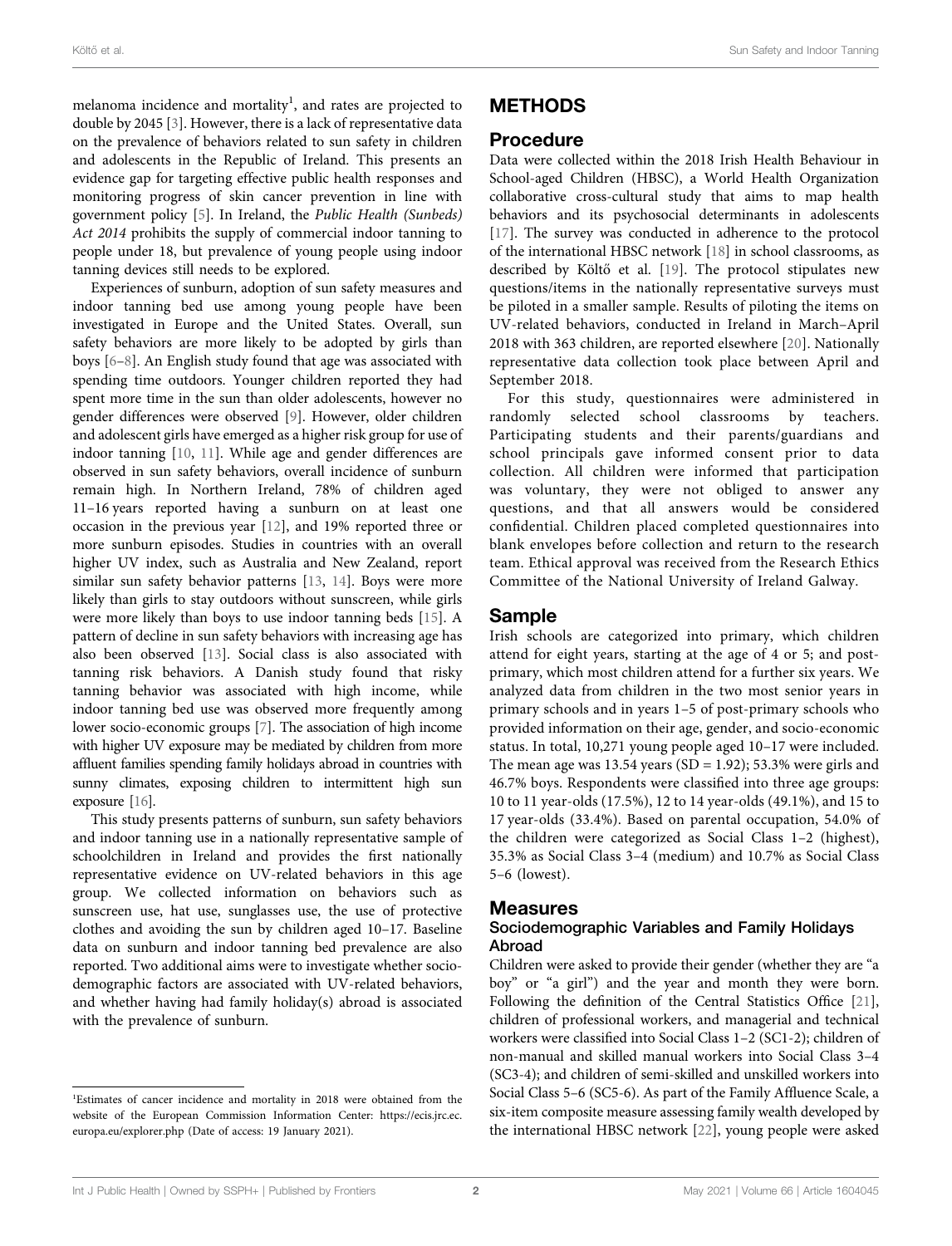melanoma incidence and mortality[1], and rates are projected to double by 2045 [3]. However, there is a lack of representative data on the prevalence of behaviors related to sun safety in children and adolescents in the Republic of Ireland. This presents an evidence gap for targeting effective public health responses and monitoring progress of skin cancer prevention in line with government policy [5]. In Ireland, the *Public Health (Sunbeds) Act 2014* prohibits the supply of commercial indoor tanning to people under 18, but prevalence of young people using indoor tanning devices still needs to be explored.

Experiences of sunburn, adoption of sun safety measures and indoor tanning bed use among young people have been investigated in Europe and the United States. Overall, sun safety behaviors are more likely to be adopted by girls than boys [6–8]. An English study found that age was associated with spending time outdoors. Younger children reported they had spent more time in the sun than older adolescents, however no gender differences were observed [9]. However, older children and adolescent girls have emerged as a higher risk group for use of indoor tanning [10, 11]. While age and gender differences are observed in sun safety behaviors, overall incidence of sunburn remain high. In Northern Ireland, 78% of children aged 11–16 years reported having a sunburn on at least one occasion in the previous year [12], and 19% reported three or more sunburn episodes. Studies in countries with an overall higher UV index, such as Australia and New Zealand, report similar sun safety behavior patterns [13, 14]. Boys were more likely than girls to stay outdoors without sunscreen, while girls were more likely than boys to use indoor tanning beds [15]. A pattern of decline in sun safety behaviors with increasing age has also been observed [13]. Social class is also associated with tanning risk behaviors. A Danish study found that risky tanning behavior was associated with high income, while indoor tanning bed use was observed more frequently among lower socio-economic groups [7]. The association of high income with higher UV exposure may be mediated by children from more affluent families spending family holidays abroad in countries with sunny climates, exposing children to intermittent high sun exposure [16].

This study presents patterns of sunburn, sun safety behaviors and indoor tanning use in a nationally representative sample of schoolchildren in Ireland and provides the first nationally representative evidence on UV-related behaviors in this age group. We collected information on behaviors such as sunscreen use, hat use, sunglasses use, the use of protective clothes and avoiding the sun by children aged 10–17. Baseline data on sunburn and indoor tanning bed prevalence are also reported. Two additional aims were to investigate whether socio-demographic factors are associated with UV-related behaviors, and whether having had family holiday(s) abroad is associated with the prevalence of sunburn.

[1]Estimates of cancer incidence and mortality in 2018 were obtained from the website of the European Commission Information Center: https://ecis.jrc.ec.europa.eu/explorer.php (Date of access: 19 January 2021).

# METHODS

## Procedure

Data were collected within the 2018 Irish Health Behaviour in School-aged Children (HBSC), a World Health Organization collaborative cross-cultural study that aims to map health behaviors and its psychosocial determinants in adolescents [17]. The survey was conducted in adherence to the protocol of the international HBSC network [18] in school classrooms, as described by Költő et al. [19]. The protocol stipulates new questions/items in the nationally representative surveys must be piloted in a smaller sample. Results of piloting the items on UV-related behaviors, conducted in Ireland in March–April 2018 with 363 children, are reported elsewhere [20]. Nationally representative data collection took place between April and September 2018.

For this study, questionnaires were administered in randomly selected school classrooms by teachers. Participating students and their parents/guardians and school principals gave informed consent prior to data collection. All children were informed that participation was voluntary, they were not obliged to answer any questions, and that all answers would be considered confidential. Children placed completed questionnaires into blank envelopes before collection and return to the research team. Ethical approval was received from the Research Ethics Committee of the National University of Ireland Galway.

## Sample

Irish schools are categorized into primary, which children attend for eight years, starting at the age of 4 or 5; and post-primary, which most children attend for a further six years. We analyzed data from children in the two most senior years in primary schools and in years 1–5 of post-primary schools who provided information on their age, gender, and socio-economic status. In total, 10,271 young people aged 10–17 were included. The mean age was 13.54 years (SD = 1.92); 53.3% were girls and 46.7% boys. Respondents were classified into three age groups: 10 to 11 year-olds (17.5%), 12 to 14 year-olds (49.1%), and 15 to 17 year-olds (33.4%). Based on parental occupation, 54.0% of the children were categorized as Social Class 1–2 (highest), 35.3% as Social Class 3–4 (medium) and 10.7% as Social Class 5–6 (lowest).

## Measures

### Sociodemographic Variables and Family Holidays Abroad

Children were asked to provide their gender (whether they are "a boy" or "a girl") and the year and month they were born. Following the definition of the Central Statistics Office [21], children of professional workers, and managerial and technical workers were classified into Social Class 1–2 (SC1-2); children of non-manual and skilled manual workers into Social Class 3–4 (SC3-4); and children of semi-skilled and unskilled workers into Social Class 5–6 (SC5-6). As part of the Family Affluence Scale, a six-item composite measure assessing family wealth developed by the international HBSC network [22], young people were asked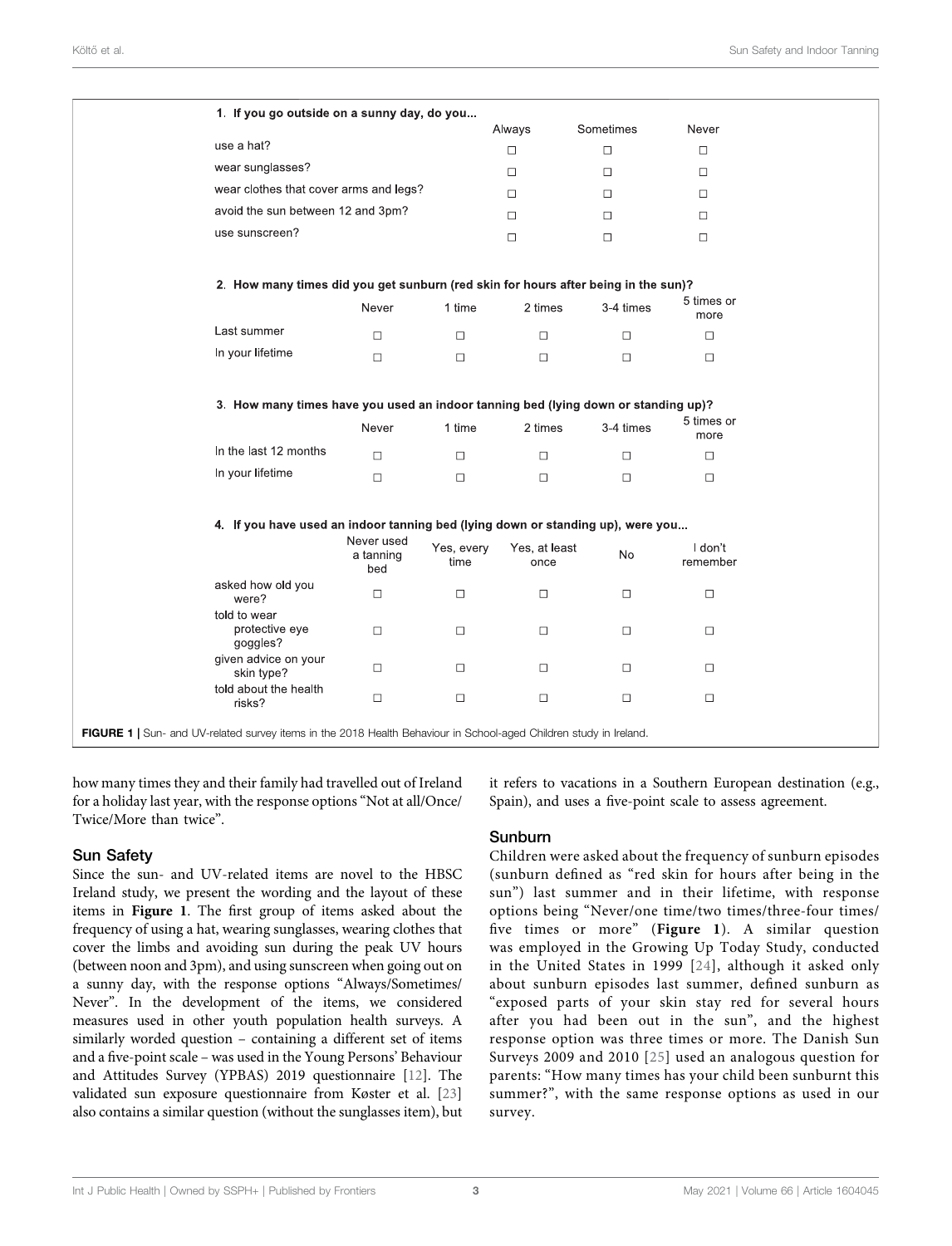**1. If you go outside on a sunny day, do you...**

| | Always | Sometimes | Never |
|---|---|---|---|
| use a hat? | ☐ | ☐ | ☐ |
| wear sunglasses? | ☐ | ☐ | ☐ |
| wear clothes that cover arms and legs? | ☐ | ☐ | ☐ |
| avoid the sun between 12 and 3pm? | ☐ | ☐ | ☐ |
| use sunscreen? | ☐ | ☐ | ☐ |

**2. How many times did you get sunburn (red skin for hours after being in the sun)?**

| | Never | 1 time | 2 times | 3-4 times | 5 times or more |
|---|---|---|---|---|---|
| Last summer | ☐ | ☐ | ☐ | ☐ | ☐ |
| In your lifetime | ☐ | ☐ | ☐ | ☐ | ☐ |

**3. How many times have you used an indoor tanning bed (lying down or standing up)?**

| | Never | 1 time | 2 times | 3-4 times | 5 times or more |
|---|---|---|---|---|---|
| In the last 12 months | ☐ | ☐ | ☐ | ☐ | ☐ |
| In your lifetime | ☐ | ☐ | ☐ | ☐ | ☐ |

**4. If you have used an indoor tanning bed (lying down or standing up), were you...**

| | Never used a tanning bed | Yes, every time | Yes, at least once | No | I don't remember |
|---|---|---|---|---|---|
| asked how old you were? | ☐ | ☐ | ☐ | ☐ | ☐ |
| told to wear protective eye goggles? | ☐ | ☐ | ☐ | ☐ | ☐ |
| given advice on your skin type? | ☐ | ☐ | ☐ | ☐ | ☐ |
| told about the health risks? | ☐ | ☐ | ☐ | ☐ | ☐ |

**FIGURE 1** | Sun- and UV-related survey items in the 2018 Health Behaviour in School-aged Children study in Ireland.

how many times they and their family had travelled out of Ireland for a holiday last year, with the response options "Not at all/Once/Twice/More than twice".

### Sun Safety

Since the sun- and UV-related items are novel to the HBSC Ireland study, we present the wording and the layout of these items in **Figure 1**. The first group of items asked about the frequency of using a hat, wearing sunglasses, wearing clothes that cover the limbs and avoiding sun during the peak UV hours (between noon and 3pm), and using sunscreen when going out on a sunny day, with the response options "Always/Sometimes/Never". In the development of the items, we considered measures used in other youth population health surveys. A similarly worded question – containing a different set of items and a five-point scale – was used in the Young Persons' Behaviour and Attitudes Survey (YPBAS) 2019 questionnaire [12]. The validated sun exposure questionnaire from Køster et al. [23] also contains a similar question (without the sunglasses item), but it refers to vacations in a Southern European destination (e.g., Spain), and uses a five-point scale to assess agreement.

### Sunburn

Children were asked about the frequency of sunburn episodes (sunburn defined as "red skin for hours after being in the sun") last summer and in their lifetime, with response options being "Never/one time/two times/three-four times/five times or more" (**Figure 1**). A similar question was employed in the Growing Up Today Study, conducted in the United States in 1999 [24], although it asked only about sunburn episodes last summer, defined sunburn as "exposed parts of your skin stay red for several hours after you had been out in the sun", and the highest response option was three times or more. The Danish Sun Surveys 2009 and 2010 [25] used an analogous question for parents: "How many times has your child been sunburnt this summer?", with the same response options as used in our survey.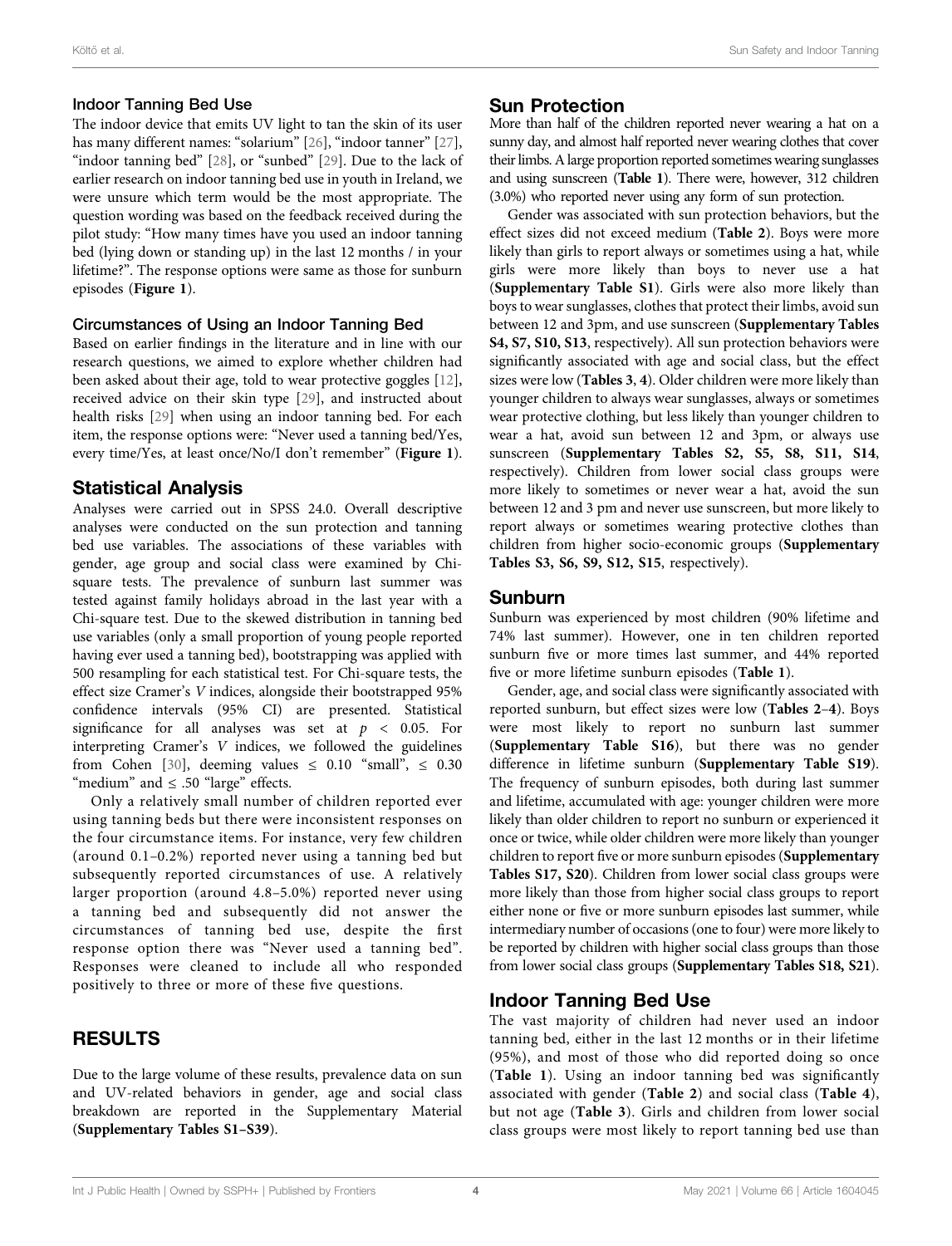### Indoor Tanning Bed Use

The indoor device that emits UV light to tan the skin of its user has many different names: "solarium" [26], "indoor tanner" [27], "indoor tanning bed" [28], or "sunbed" [29]. Due to the lack of earlier research on indoor tanning bed use in youth in Ireland, we were unsure which term would be the most appropriate. The question wording was based on the feedback received during the pilot study: "How many times have you used an indoor tanning bed (lying down or standing up) in the last 12 months / in your lifetime?". The response options were same as those for sunburn episodes (**Figure 1**).

### Circumstances of Using an Indoor Tanning Bed

Based on earlier findings in the literature and in line with our research questions, we aimed to explore whether children had been asked about their age, told to wear protective goggles [12], received advice on their skin type [29], and instructed about health risks [29] when using an indoor tanning bed. For each item, the response options were: "Never used a tanning bed/Yes, every time/Yes, at least once/No/I don't remember" (**Figure 1**).

## Statistical Analysis

Analyses were carried out in SPSS 24.0. Overall descriptive analyses were conducted on the sun protection and tanning bed use variables. The associations of these variables with gender, age group and social class were examined by Chi-square tests. The prevalence of sunburn last summer was tested against family holidays abroad in the last year with a Chi-square test. Due to the skewed distribution in tanning bed use variables (only a small proportion of young people reported having ever used a tanning bed), bootstrapping was applied with 500 resampling for each statistical test. For Chi-square tests, the effect size Cramer's *V* indices, alongside their bootstrapped 95% confidence intervals (95% CI) are presented. Statistical significance for all analyses was set at $p < 0.05$. For interpreting Cramer's *V* indices, we followed the guidelines from Cohen [30], deeming values $\leq 0.10$ "small", $\leq 0.30$ "medium" and $\leq .50$ "large" effects.

Only a relatively small number of children reported ever using tanning beds but there were inconsistent responses on the four circumstance items. For instance, very few children (around 0.1–0.2%) reported never using a tanning bed but subsequently reported circumstances of use. A relatively larger proportion (around 4.8–5.0%) reported never using a tanning bed and subsequently did not answer the circumstances of tanning bed use, despite the first response option there was "Never used a tanning bed". Responses were cleaned to include all who responded positively to three or more of these five questions.

# RESULTS

Due to the large volume of these results, prevalence data on sun and UV-related behaviors in gender, age and social class breakdown are reported in the Supplementary Material (**Supplementary Tables S1–S39**).

## Sun Protection

More than half of the children reported never wearing a hat on a sunny day, and almost half reported never wearing clothes that cover their limbs. A large proportion reported sometimes wearing sunglasses and using sunscreen (**Table 1**). There were, however, 312 children (3.0%) who reported never using any form of sun protection.

Gender was associated with sun protection behaviors, but the effect sizes did not exceed medium (**Table 2**). Boys were more likely than girls to report always or sometimes using a hat, while girls were more likely than boys to never use a hat (**Supplementary Table S1**). Girls were also more likely than boys to wear sunglasses, clothes that protect their limbs, avoid sun between 12 and 3pm, and use sunscreen (**Supplementary Tables S4, S7, S10, S13**, respectively). All sun protection behaviors were significantly associated with age and social class, but the effect sizes were low (**Tables 3**, **4**). Older children were more likely than younger children to always wear sunglasses, always or sometimes wear protective clothing, but less likely than younger children to wear a hat, avoid sun between 12 and 3pm, or always use sunscreen (**Supplementary Tables S2, S5, S8, S11, S14**, respectively). Children from lower social class groups were more likely to sometimes or never wear a hat, avoid the sun between 12 and 3 pm and never use sunscreen, but more likely to report always or sometimes wearing protective clothes than children from higher socio-economic groups (**Supplementary Tables S3, S6, S9, S12, S15**, respectively).

## Sunburn

Sunburn was experienced by most children (90% lifetime and 74% last summer). However, one in ten children reported sunburn five or more times last summer, and 44% reported five or more lifetime sunburn episodes (**Table 1**).

Gender, age, and social class were significantly associated with reported sunburn, but effect sizes were low (**Tables 2**–**4**). Boys were most likely to report no sunburn last summer (**Supplementary Table S16**), but there was no gender difference in lifetime sunburn (**Supplementary Table S19**). The frequency of sunburn episodes, both during last summer and lifetime, accumulated with age: younger children were more likely than older children to report no sunburn or experienced it once or twice, while older children were more likely than younger children to report five or more sunburn episodes (**Supplementary Tables S17, S20**). Children from lower social class groups were more likely than those from higher social class groups to report either none or five or more sunburn episodes last summer, while intermediary number of occasions (one to four) were more likely to be reported by children with higher social class groups than those from lower social class groups (**Supplementary Tables S18, S21**).

## Indoor Tanning Bed Use

The vast majority of children had never used an indoor tanning bed, either in the last 12 months or in their lifetime (95%), and most of those who did reported doing so once (**Table 1**). Using an indoor tanning bed was significantly associated with gender (**Table 2**) and social class (**Table 4**), but not age (**Table 3**). Girls and children from lower social class groups were most likely to report tanning bed use than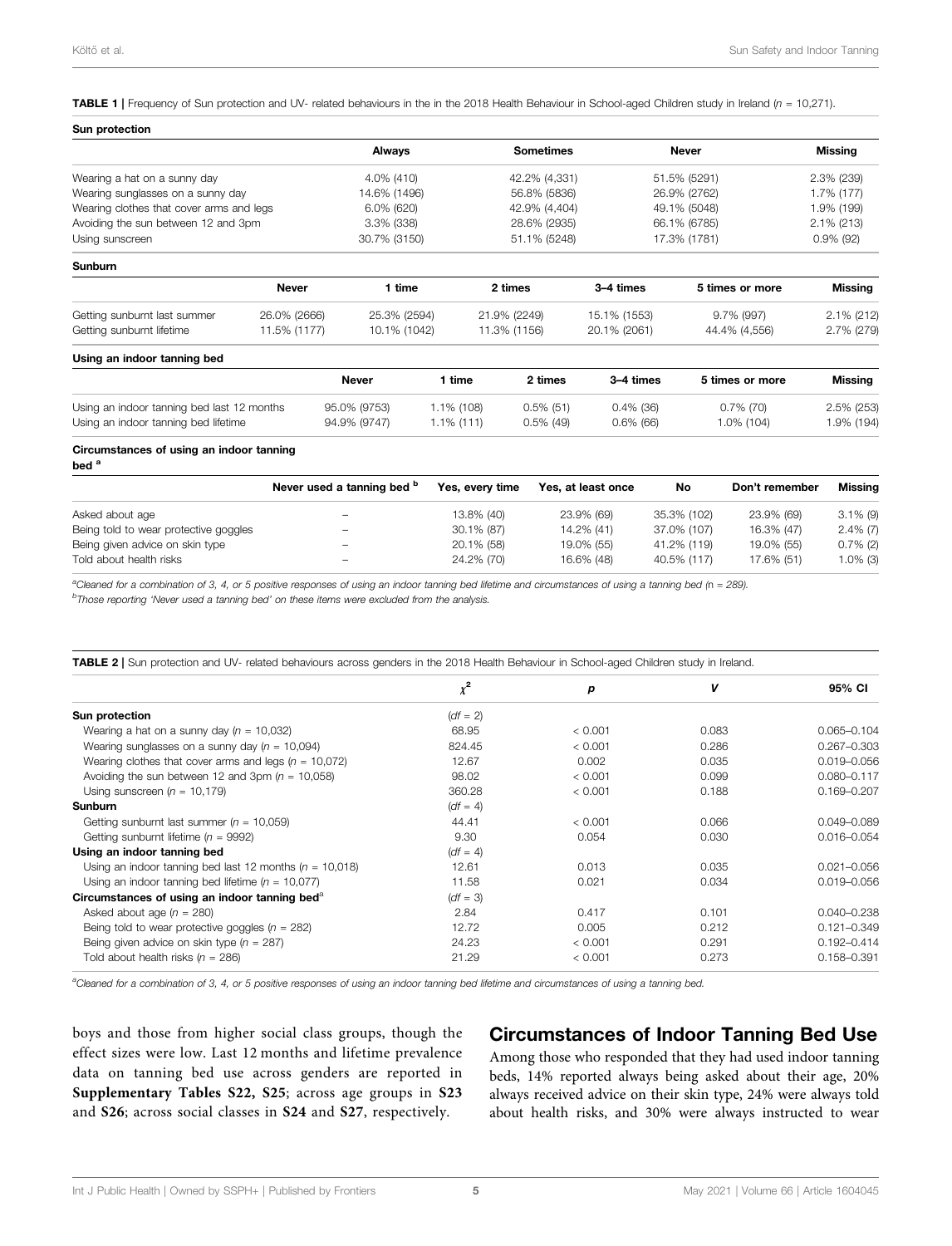**TABLE 1 |** Frequency of Sun protection and UV- related behaviours in the in the 2018 Health Behaviour in School-aged Children study in Ireland ($n$ = 10,271).

| Sun protection | Always | Sometimes | Never | Missing |
|---|---|---|---|---|
| Wearing a hat on a sunny day | 4.0% (410) | 42.2% (4,331) | 51.5% (5291) | 2.3% (239) |
| Wearing sunglasses on a sunny day | 14.6% (1496) | 56.8% (5836) | 26.9% (2762) | 1.7% (177) |
| Wearing clothes that cover arms and legs | 6.0% (620) | 42.9% (4,404) | 49.1% (5048) | 1.9% (199) |
| Avoiding the sun between 12 and 3pm | 3.3% (338) | 28.6% (2935) | 66.1% (6785) | 2.1% (213) |
| Using sunscreen | 30.7% (3150) | 51.1% (5248) | 17.3% (1781) | 0.9% (92) |

| Sunburn | Never | 1 time | 2 times | 3–4 times | 5 times or more | Missing |
|---|---|---|---|---|---|---|
| Getting sunburnt last summer | 26.0% (2666) | 25.3% (2594) | 21.9% (2249) | 15.1% (1553) | 9.7% (997) | 2.1% (212) |
| Getting sunburnt lifetime | 11.5% (1177) | 10.1% (1042) | 11.3% (1156) | 20.1% (2061) | 44.4% (4,556) | 2.7% (279) |

| Using an indoor tanning bed | Never | 1 time | 2 times | 3–4 times | 5 times or more | Missing |
|---|---|---|---|---|---|---|
| Using an indoor tanning bed last 12 months | 95.0% (9753) | 1.1% (108) | 0.5% (51) | 0.4% (36) | 0.7% (70) | 2.5% (253) |
| Using an indoor tanning bed lifetime | 94.9% (9747) | 1.1% (111) | 0.5% (49) | 0.6% (66) | 1.0% (104) | 1.9% (194) |

| Circumstances of using an indoor tanning bed [a] | Never used a tanning bed [b] | Yes, every time | Yes, at least once | No | Don't remember | Missing |
|---|---|---|---|---|---|---|
| Asked about age | – | 13.8% (40) | 23.9% (69) | 35.3% (102) | 23.9% (69) | 3.1% (9) |
| Being told to wear protective goggles | – | 30.1% (87) | 14.2% (41) | 37.0% (107) | 16.3% (47) | 2.4% (7) |
| Being given advice on skin type | – | 20.1% (58) | 19.0% (55) | 41.2% (119) | 19.0% (55) | 0.7% (2) |
| Told about health risks | – | 24.2% (70) | 16.6% (48) | 40.5% (117) | 17.6% (51) | 1.0% (3) |

[a]Cleaned for a combination of 3, 4, or 5 positive responses of using an indoor tanning bed lifetime and circumstances of using a tanning bed (n = 289).
[b]Those reporting 'Never used a tanning bed' on these items were excluded from the analysis.

**TABLE 2 |** Sun protection and UV- related behaviours across genders in the 2018 Health Behaviour in School-aged Children study in Ireland.

| | $\chi^2$ | $p$ | $V$ | 95% CI |
|---|---|---|---|---|
| **Sun protection** | ($df$ = 2) | | | |
| Wearing a hat on a sunny day ($n$ = 10,032) | 68.95 | < 0.001 | 0.083 | 0.065–0.104 |
| Wearing sunglasses on a sunny day ($n$ = 10,094) | 824.45 | < 0.001 | 0.286 | 0.267–0.303 |
| Wearing clothes that cover arms and legs ($n$ = 10,072) | 12.67 | 0.002 | 0.035 | 0.019–0.056 |
| Avoiding the sun between 12 and 3pm ($n$ = 10,058) | 98.02 | < 0.001 | 0.099 | 0.080–0.117 |
| Using sunscreen ($n$ = 10,179) | 360.28 | < 0.001 | 0.188 | 0.169–0.207 |
| **Sunburn** | ($df$ = 4) | | | |
| Getting sunburnt last summer ($n$ = 10,059) | 44.41 | < 0.001 | 0.066 | 0.049–0.089 |
| Getting sunburnt lifetime ($n$ = 9992) | 9.30 | 0.054 | 0.030 | 0.016–0.054 |
| **Using an indoor tanning bed** | ($df$ = 4) | | | |
| Using an indoor tanning bed last 12 months ($n$ = 10,018) | 12.61 | 0.013 | 0.035 | 0.021–0.056 |
| Using an indoor tanning bed lifetime ($n$ = 10,077) | 11.58 | 0.021 | 0.034 | 0.019–0.056 |
| **Circumstances of using an indoor tanning bed**[a] | ($df$ = 3) | | | |
| Asked about age ($n$ = 280) | 2.84 | 0.417 | 0.101 | 0.040–0.238 |
| Being told to wear protective goggles ($n$ = 282) | 12.72 | 0.005 | 0.212 | 0.121–0.349 |
| Being given advice on skin type ($n$ = 287) | 24.23 | < 0.001 | 0.291 | 0.192–0.414 |
| Told about health risks ($n$ = 286) | 21.29 | < 0.001 | 0.273 | 0.158–0.391 |

[a]Cleaned for a combination of 3, 4, or 5 positive responses of using an indoor tanning bed lifetime and circumstances of using a tanning bed.

boys and those from higher social class groups, though the effect sizes were low. Last 12 months and lifetime prevalence data on tanning bed use across genders are reported in **Supplementary Tables S22, S25**; across age groups in **S23** and **S26**; across social classes in **S24** and **S27**, respectively.

## Circumstances of Indoor Tanning Bed Use

Among those who responded that they had used indoor tanning beds, 14% reported always being asked about their age, 20% always received advice on their skin type, 24% were always told about health risks, and 30% were always instructed to wear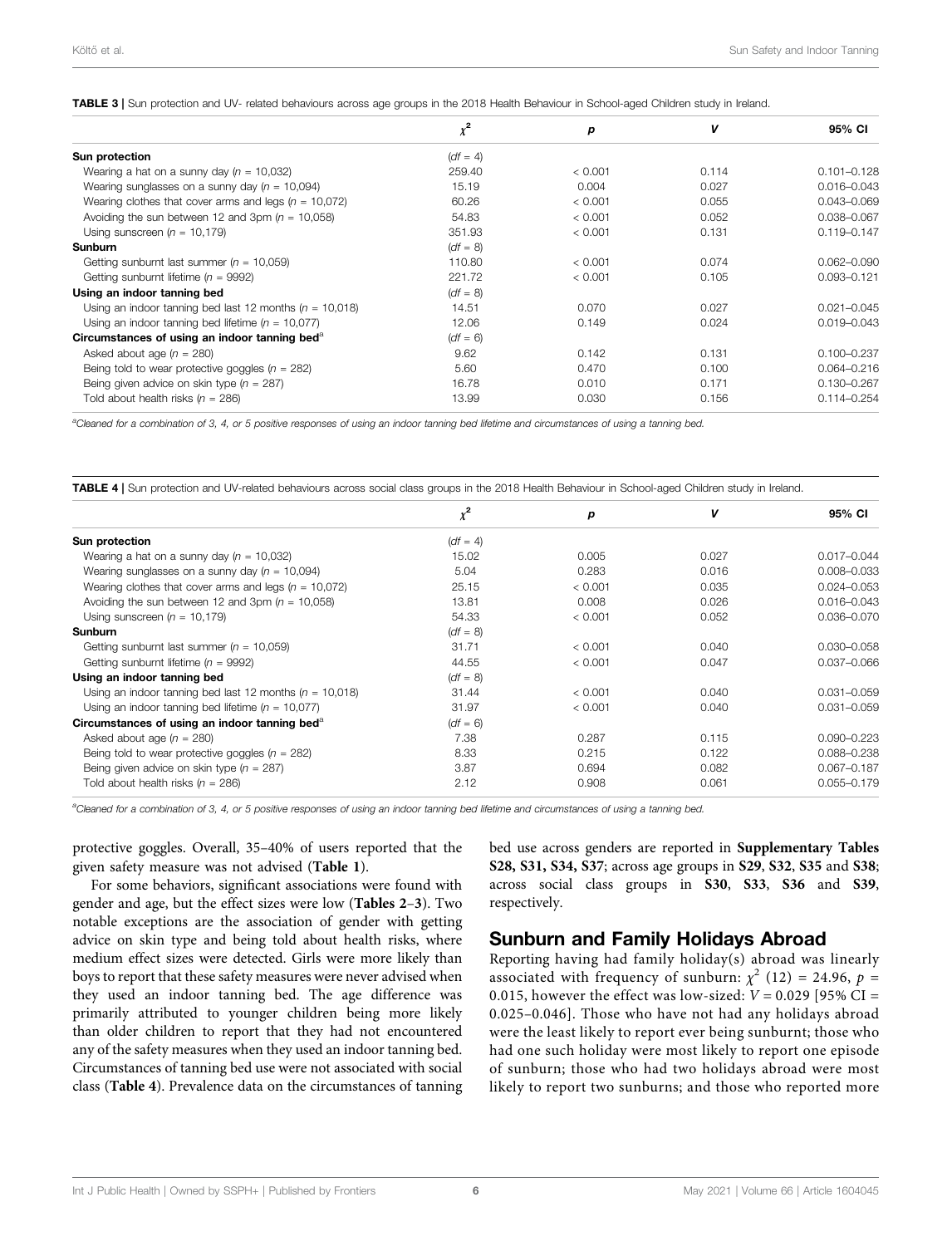**TABLE 3 |** Sun protection and UV- related behaviours across age groups in the 2018 Health Behaviour in School-aged Children study in Ireland.

| | $\chi^2$ | *p* | *V* | 95% CI |
|---|---|---|---|---|
| **Sun protection** | ($df$ = 4) | | | |
| Wearing a hat on a sunny day ($n$ = 10,032) | 259.40 | < 0.001 | 0.114 | 0.101–0.128 |
| Wearing sunglasses on a sunny day ($n$ = 10,094) | 15.19 | 0.004 | 0.027 | 0.016–0.043 |
| Wearing clothes that cover arms and legs ($n$ = 10,072) | 60.26 | < 0.001 | 0.055 | 0.043–0.069 |
| Avoiding the sun between 12 and 3pm ($n$ = 10,058) | 54.83 | < 0.001 | 0.052 | 0.038–0.067 |
| Using sunscreen ($n$ = 10,179) | 351.93 | < 0.001 | 0.131 | 0.119–0.147 |
| **Sunburn** | ($df$ = 8) | | | |
| Getting sunburnt last summer ($n$ = 10,059) | 110.80 | < 0.001 | 0.074 | 0.062–0.090 |
| Getting sunburnt lifetime ($n$ = 9992) | 221.72 | < 0.001 | 0.105 | 0.093–0.121 |
| **Using an indoor tanning bed** | ($df$ = 8) | | | |
| Using an indoor tanning bed last 12 months ($n$ = 10,018) | 14.51 | 0.070 | 0.027 | 0.021–0.045 |
| Using an indoor tanning bed lifetime ($n$ = 10,077) | 12.06 | 0.149 | 0.024 | 0.019–0.043 |
| **Circumstances of using an indoor tanning bed**[a] | ($df$ = 6) | | | |
| Asked about age ($n$ = 280) | 9.62 | 0.142 | 0.131 | 0.100–0.237 |
| Being told to wear protective goggles ($n$ = 282) | 5.60 | 0.470 | 0.100 | 0.064–0.216 |
| Being given advice on skin type ($n$ = 287) | 16.78 | 0.010 | 0.171 | 0.130–0.267 |
| Told about health risks ($n$ = 286) | 13.99 | 0.030 | 0.156 | 0.114–0.254 |

[a]*Cleaned for a combination of 3, 4, or 5 positive responses of using an indoor tanning bed lifetime and circumstances of using a tanning bed.*

**TABLE 4 |** Sun protection and UV-related behaviours across social class groups in the 2018 Health Behaviour in School-aged Children study in Ireland.

| | $\chi^2$ | *p* | *V* | 95% CI |
|---|---|---|---|---|
| **Sun protection** | ($df$ = 4) | | | |
| Wearing a hat on a sunny day ($n$ = 10,032) | 15.02 | 0.005 | 0.027 | 0.017–0.044 |
| Wearing sunglasses on a sunny day ($n$ = 10,094) | 5.04 | 0.283 | 0.016 | 0.008–0.033 |
| Wearing clothes that cover arms and legs ($n$ = 10,072) | 25.15 | < 0.001 | 0.035 | 0.024–0.053 |
| Avoiding the sun between 12 and 3pm ($n$ = 10,058) | 13.81 | 0.008 | 0.026 | 0.016–0.043 |
| Using sunscreen ($n$ = 10,179) | 54.33 | < 0.001 | 0.052 | 0.036–0.070 |
| **Sunburn** | ($df$ = 8) | | | |
| Getting sunburnt last summer ($n$ = 10,059) | 31.71 | < 0.001 | 0.040 | 0.030–0.058 |
| Getting sunburnt lifetime ($n$ = 9992) | 44.55 | < 0.001 | 0.047 | 0.037–0.066 |
| **Using an indoor tanning bed** | ($df$ = 8) | | | |
| Using an indoor tanning bed last 12 months ($n$ = 10,018) | 31.44 | < 0.001 | 0.040 | 0.031–0.059 |
| Using an indoor tanning bed lifetime ($n$ = 10,077) | 31.97 | < 0.001 | 0.040 | 0.031–0.059 |
| **Circumstances of using an indoor tanning bed**[a] | ($df$ = 6) | | | |
| Asked about age ($n$ = 280) | 7.38 | 0.287 | 0.115 | 0.090–0.223 |
| Being told to wear protective goggles ($n$ = 282) | 8.33 | 0.215 | 0.122 | 0.088–0.238 |
| Being given advice on skin type ($n$ = 287) | 3.87 | 0.694 | 0.082 | 0.067–0.187 |
| Told about health risks ($n$ = 286) | 2.12 | 0.908 | 0.061 | 0.055–0.179 |

[a]*Cleaned for a combination of 3, 4, or 5 positive responses of using an indoor tanning bed lifetime and circumstances of using a tanning bed.*

protective goggles. Overall, 35–40% of users reported that the given safety measure was not advised (**Table 1**).

For some behaviors, significant associations were found with gender and age, but the effect sizes were low (**Tables 2–3**). Two notable exceptions are the association of gender with getting advice on skin type and being told about health risks, where medium effect sizes were detected. Girls were more likely than boys to report that these safety measures were never advised when they used an indoor tanning bed. The age difference was primarily attributed to younger children being more likely than older children to report that they had not encountered any of the safety measures when they used an indoor tanning bed. Circumstances of tanning bed use were not associated with social class (**Table 4**). Prevalence data on the circumstances of tanning bed use across genders are reported in **Supplementary Tables S28, S31, S34, S37**; across age groups in **S29**, **S32**, **S35** and **S38**; across social class groups in **S30**, **S33**, **S36** and **S39**, respectively.

## Sunburn and Family Holidays Abroad

Reporting having had family holiday(s) abroad was linearly associated with frequency of sunburn: $\chi^2$ (12) = 24.96, $p$ = 0.015, however the effect was low-sized: $V$ = 0.029 [95% CI = 0.025–0.046]. Those who have not had any holidays abroad were the least likely to report ever being sunburnt; those who had one such holiday were most likely to report one episode of sunburn; those who had two holidays abroad were most likely to report two sunburns; and those who reported more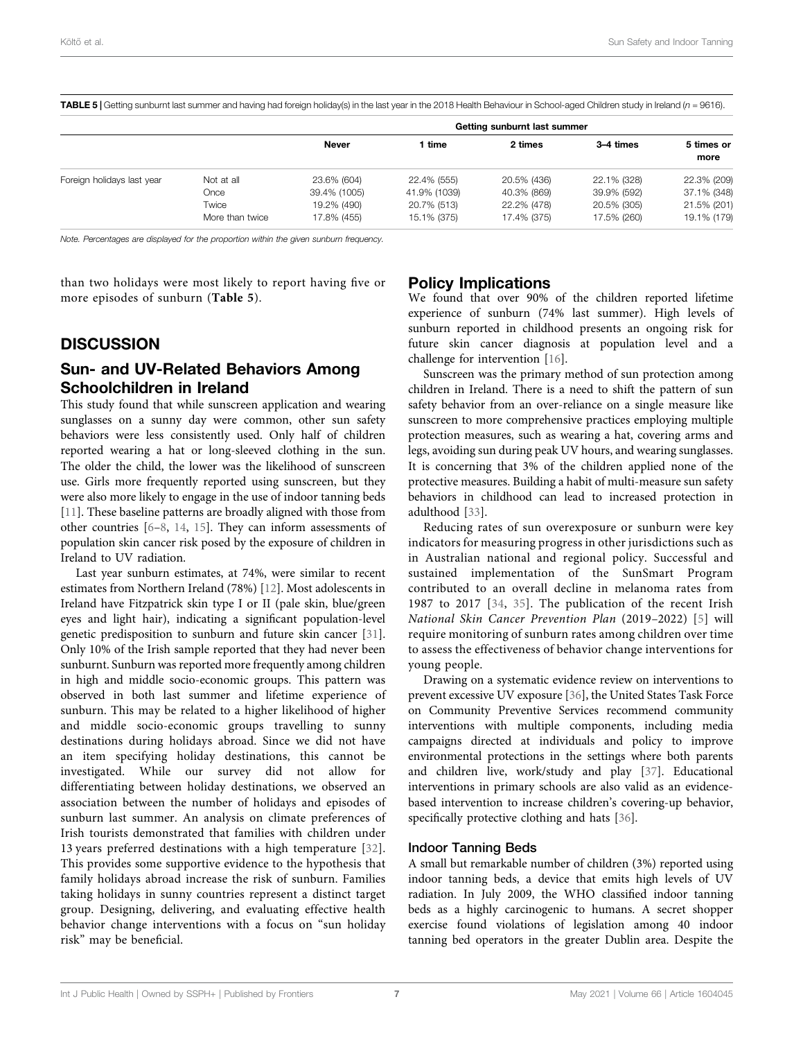**TABLE 5** | Getting sunburnt last summer and having had foreign holiday(s) in the last year in the 2018 Health Behaviour in School-aged Children study in Ireland ($n$ = 9616).

| | | Getting sunburnt last summer | | | | |
|---|---|---|---|---|---|---|
| | | **Never** | **1 time** | **2 times** | **3–4 times** | **5 times or more** |
| Foreign holidays last year | Not at all | 23.6% (604) | 22.4% (555) | 20.5% (436) | 22.1% (328) | 22.3% (209) |
| | Once | 39.4% (1005) | 41.9% (1039) | 40.3% (869) | 39.9% (592) | 37.1% (348) |
| | Twice | 19.2% (490) | 20.7% (513) | 22.2% (478) | 20.5% (305) | 21.5% (201) |
| | More than twice | 17.8% (455) | 15.1% (375) | 17.4% (375) | 17.5% (260) | 19.1% (179) |

*Note. Percentages are displayed for the proportion within the given sunburn frequency.*

than two holidays were most likely to report having five or more episodes of sunburn (**Table 5**).

## DISCUSSION

### Sun- and UV-Related Behaviors Among Schoolchildren in Ireland

This study found that while sunscreen application and wearing sunglasses on a sunny day were common, other sun safety behaviors were less consistently used. Only half of children reported wearing a hat or long-sleeved clothing in the sun. The older the child, the lower was the likelihood of sunscreen use. Girls more frequently reported using sunscreen, but they were also more likely to engage in the use of indoor tanning beds [11]. These baseline patterns are broadly aligned with those from other countries [6–8, 14, 15]. They can inform assessments of population skin cancer risk posed by the exposure of children in Ireland to UV radiation.

Last year sunburn estimates, at 74%, were similar to recent estimates from Northern Ireland (78%) [12]. Most adolescents in Ireland have Fitzpatrick skin type I or II (pale skin, blue/green eyes and light hair), indicating a significant population-level genetic predisposition to sunburn and future skin cancer [31]. Only 10% of the Irish sample reported that they had never been sunburnt. Sunburn was reported more frequently among children in high and middle socio-economic groups. This pattern was observed in both last summer and lifetime experience of sunburn. This may be related to a higher likelihood of higher and middle socio-economic groups travelling to sunny destinations during holidays abroad. Since we did not have an item specifying holiday destinations, this cannot be investigated. While our survey did not allow for differentiating between holiday destinations, we observed an association between the number of holidays and episodes of sunburn last summer. An analysis on climate preferences of Irish tourists demonstrated that families with children under 13 years preferred destinations with a high temperature [32]. This provides some supportive evidence to the hypothesis that family holidays abroad increase the risk of sunburn. Families taking holidays in sunny countries represent a distinct target group. Designing, delivering, and evaluating effective health behavior change interventions with a focus on "sun holiday risk" may be beneficial.

### Policy Implications

We found that over 90% of the children reported lifetime experience of sunburn (74% last summer). High levels of sunburn reported in childhood presents an ongoing risk for future skin cancer diagnosis at population level and a challenge for intervention [16].

Sunscreen was the primary method of sun protection among children in Ireland. There is a need to shift the pattern of sun safety behavior from an over-reliance on a single measure like sunscreen to more comprehensive practices employing multiple protection measures, such as wearing a hat, covering arms and legs, avoiding sun during peak UV hours, and wearing sunglasses. It is concerning that 3% of the children applied none of the protective measures. Building a habit of multi-measure sun safety behaviors in childhood can lead to increased protection in adulthood [33].

Reducing rates of sun overexposure or sunburn were key indicators for measuring progress in other jurisdictions such as in Australian national and regional policy. Successful and sustained implementation of the SunSmart Program contributed to an overall decline in melanoma rates from 1987 to 2017 [34, 35]. The publication of the recent Irish *National Skin Cancer Prevention Plan* (2019–2022) [5] will require monitoring of sunburn rates among children over time to assess the effectiveness of behavior change interventions for young people.

Drawing on a systematic evidence review on interventions to prevent excessive UV exposure [36], the United States Task Force on Community Preventive Services recommend community interventions with multiple components, including media campaigns directed at individuals and policy to improve environmental protections in the settings where both parents and children live, work/study and play [37]. Educational interventions in primary schools are also valid as an evidence-based intervention to increase children's covering-up behavior, specifically protective clothing and hats [36].

#### Indoor Tanning Beds

A small but remarkable number of children (3%) reported using indoor tanning beds, a device that emits high levels of UV radiation. In July 2009, the WHO classified indoor tanning beds as a highly carcinogenic to humans. A secret shopper exercise found violations of legislation among 40 indoor tanning bed operators in the greater Dublin area. Despite the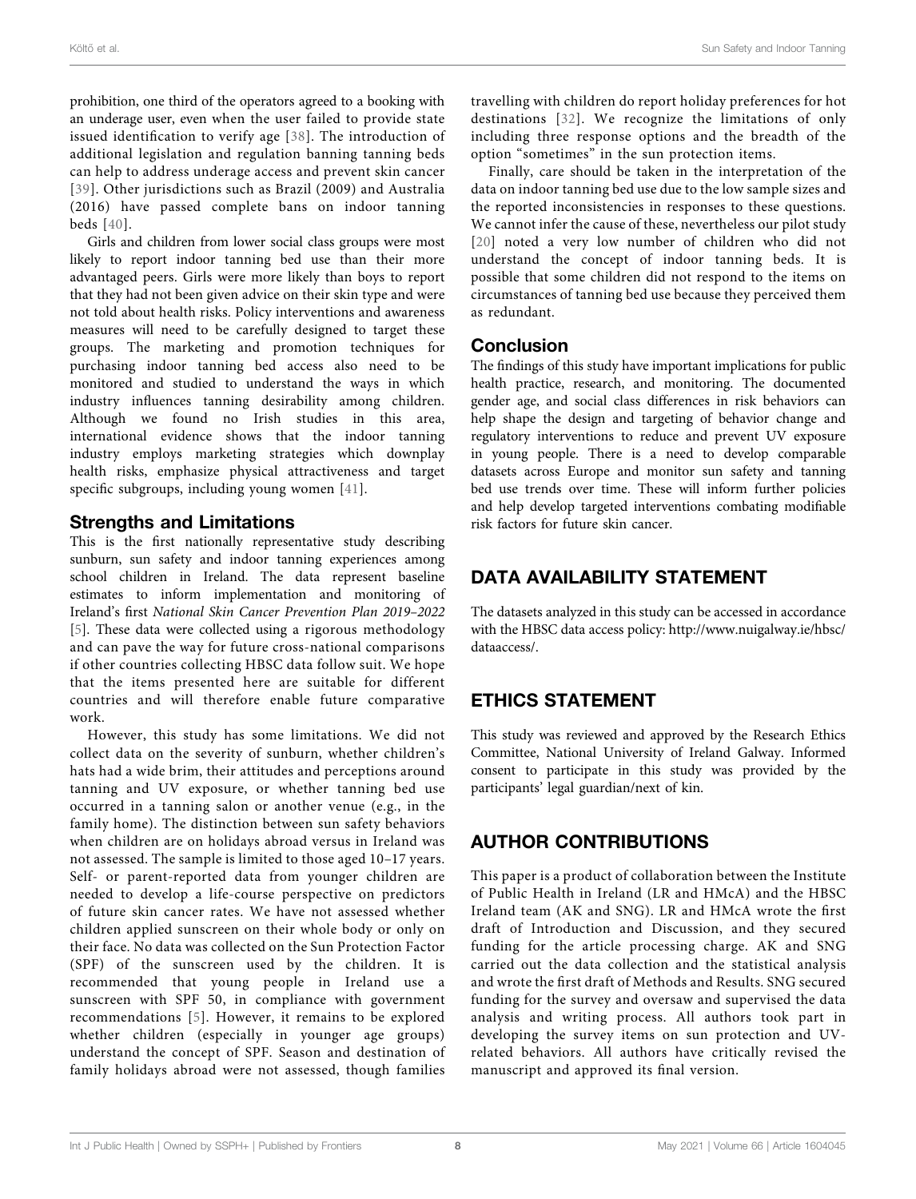prohibition, one third of the operators agreed to a booking with an underage user, even when the user failed to provide state issued identification to verify age [38]. The introduction of additional legislation and regulation banning tanning beds can help to address underage access and prevent skin cancer [39]. Other jurisdictions such as Brazil (2009) and Australia (2016) have passed complete bans on indoor tanning beds [40].

Girls and children from lower social class groups were most likely to report indoor tanning bed use than their more advantaged peers. Girls were more likely than boys to report that they had not been given advice on their skin type and were not told about health risks. Policy interventions and awareness measures will need to be carefully designed to target these groups. The marketing and promotion techniques for purchasing indoor tanning bed access also need to be monitored and studied to understand the ways in which industry influences tanning desirability among children. Although we found no Irish studies in this area, international evidence shows that the indoor tanning industry employs marketing strategies which downplay health risks, emphasize physical attractiveness and target specific subgroups, including young women [41].

## Strengths and Limitations

This is the first nationally representative study describing sunburn, sun safety and indoor tanning experiences among school children in Ireland. The data represent baseline estimates to inform implementation and monitoring of Ireland's first *National Skin Cancer Prevention Plan 2019–2022* [5]. These data were collected using a rigorous methodology and can pave the way for future cross-national comparisons if other countries collecting HBSC data follow suit. We hope that the items presented here are suitable for different countries and will therefore enable future comparative work.

However, this study has some limitations. We did not collect data on the severity of sunburn, whether children's hats had a wide brim, their attitudes and perceptions around tanning and UV exposure, or whether tanning bed use occurred in a tanning salon or another venue (e.g., in the family home). The distinction between sun safety behaviors when children are on holidays abroad versus in Ireland was not assessed. The sample is limited to those aged 10–17 years. Self- or parent-reported data from younger children are needed to develop a life-course perspective on predictors of future skin cancer rates. We have not assessed whether children applied sunscreen on their whole body or only on their face. No data was collected on the Sun Protection Factor (SPF) of the sunscreen used by the children. It is recommended that young people in Ireland use a sunscreen with SPF 50, in compliance with government recommendations [5]. However, it remains to be explored whether children (especially in younger age groups) understand the concept of SPF. Season and destination of family holidays abroad were not assessed, though families travelling with children do report holiday preferences for hot destinations [32]. We recognize the limitations of only including three response options and the breadth of the option "sometimes" in the sun protection items.

Finally, care should be taken in the interpretation of the data on indoor tanning bed use due to the low sample sizes and the reported inconsistencies in responses to these questions. We cannot infer the cause of these, nevertheless our pilot study [20] noted a very low number of children who did not understand the concept of indoor tanning beds. It is possible that some children did not respond to the items on circumstances of tanning bed use because they perceived them as redundant.

## Conclusion

The findings of this study have important implications for public health practice, research, and monitoring. The documented gender age, and social class differences in risk behaviors can help shape the design and targeting of behavior change and regulatory interventions to reduce and prevent UV exposure in young people. There is a need to develop comparable datasets across Europe and monitor sun safety and tanning bed use trends over time. These will inform further policies and help develop targeted interventions combating modifiable risk factors for future skin cancer.

## DATA AVAILABILITY STATEMENT

The datasets analyzed in this study can be accessed in accordance with the HBSC data access policy: http://www.nuigalway.ie/hbsc/dataaccess/.

## ETHICS STATEMENT

This study was reviewed and approved by the Research Ethics Committee, National University of Ireland Galway. Informed consent to participate in this study was provided by the participants' legal guardian/next of kin.

## AUTHOR CONTRIBUTIONS

This paper is a product of collaboration between the Institute of Public Health in Ireland (LR and HMcA) and the HBSC Ireland team (AK and SNG). LR and HMcA wrote the first draft of Introduction and Discussion, and they secured funding for the article processing charge. AK and SNG carried out the data collection and the statistical analysis and wrote the first draft of Methods and Results. SNG secured funding for the survey and oversaw and supervised the data analysis and writing process. All authors took part in developing the survey items on sun protection and UV-related behaviors. All authors have critically revised the manuscript and approved its final version.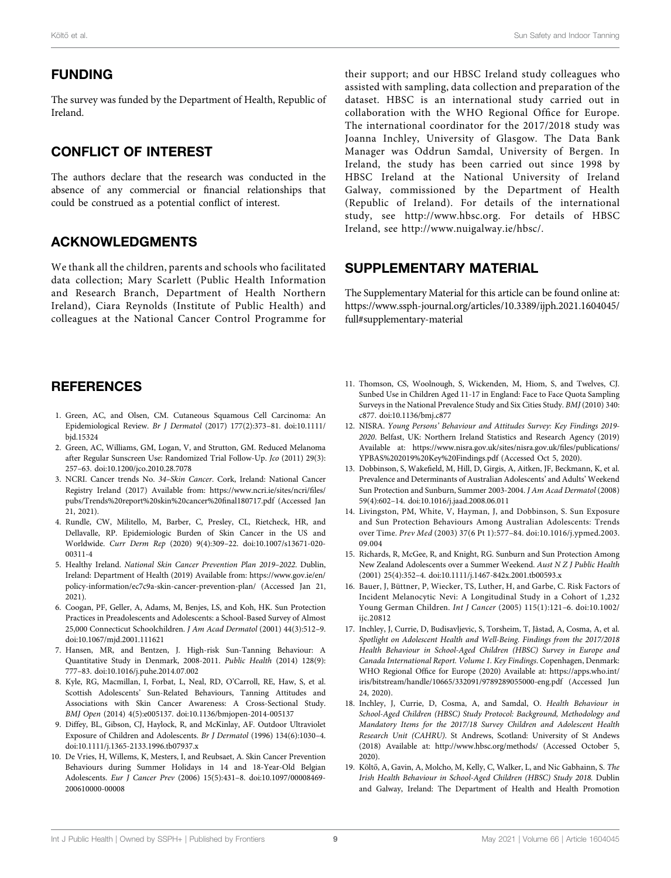## FUNDING

The survey was funded by the Department of Health, Republic of Ireland.

## CONFLICT OF INTEREST

The authors declare that the research was conducted in the absence of any commercial or financial relationships that could be construed as a potential conflict of interest.

## ACKNOWLEDGMENTS

We thank all the children, parents and schools who facilitated data collection; Mary Scarlett (Public Health Information and Research Branch, Department of Health Northern Ireland), Ciara Reynolds (Institute of Public Health) and colleagues at the National Cancer Control Programme for their support; and our HBSC Ireland study colleagues who assisted with sampling, data collection and preparation of the dataset. HBSC is an international study carried out in collaboration with the WHO Regional Office for Europe. The international coordinator for the 2017/2018 study was Joanna Inchley, University of Glasgow. The Data Bank Manager was Oddrun Samdal, University of Bergen. In Ireland, the study has been carried out since 1998 by HBSC Ireland at the National University of Ireland Galway, commissioned by the Department of Health (Republic of Ireland). For details of the international study, see http://www.hbsc.org. For details of HBSC Ireland, see http://www.nuigalway.ie/hbsc/.

## SUPPLEMENTARY MATERIAL

The Supplementary Material for this article can be found online at: https://www.ssph-journal.org/articles/10.3389/ijph.2021.1604045/full#supplementary-material

## REFERENCES

1. Green, AC, and Olsen, CM. Cutaneous Squamous Cell Carcinoma: An Epidemiological Review. *Br J Dermatol* (2017) 177(2):373–81. doi:10.1111/bjd.15324
2. Green, AC, Williams, GM, Logan, V, and Strutton, GM. Reduced Melanoma after Regular Sunscreen Use: Randomized Trial Follow-Up. *Jco* (2011) 29(3): 257–63. doi:10.1200/jco.2010.28.7078
3. NCRI. Cancer trends No. *34–Skin Cancer*. Cork, Ireland: National Cancer Registry Ireland (2017) Available from: https://www.ncri.ie/sites/ncri/files/pubs/Trends%20report%20skin%20cancer%20final180717.pdf (Accessed Jan 21, 2021).
4. Rundle, CW, Militello, M, Barber, C, Presley, CL, Rietcheck, HR, and Dellavalle, RP. Epidemiologic Burden of Skin Cancer in the US and Worldwide. *Curr Derm Rep* (2020) 9(4):309–22. doi:10.1007/s13671-020-00311-4
5. Healthy Ireland. *National Skin Cancer Prevention Plan 2019–2022*. Dublin, Ireland: Department of Health (2019) Available from: https://www.gov.ie/en/policy-information/ec7c9a-skin-cancer-prevention-plan/ (Accessed Jan 21, 2021).
6. Coogan, PF, Geller, A, Adams, M, Benjes, LS, and Koh, HK. Sun Protection Practices in Preadolescents and Adolescents: a School-Based Survey of Almost 25,000 Connecticut Schoolchildren. *J Am Acad Dermatol* (2001) 44(3):512–9. doi:10.1067/mjd.2001.111621
7. Hansen, MR, and Bentzen, J. High-risk Sun-Tanning Behaviour: A Quantitative Study in Denmark, 2008-2011. *Public Health* (2014) 128(9): 777–83. doi:10.1016/j.puhe.2014.07.002
8. Kyle, RG, Macmillan, I, Forbat, L, Neal, RD, O'Carroll, RE, Haw, S, et al. Scottish Adolescents' Sun-Related Behaviours, Tanning Attitudes and Associations with Skin Cancer Awareness: A Cross-Sectional Study. *BMJ Open* (2014) 4(5):e005137. doi:10.1136/bmjopen-2014-005137
9. Diffey, BL, Gibson, CJ, Haylock, R, and McKinlay, AF. Outdoor Ultraviolet Exposure of Children and Adolescents. *Br J Dermatol* (1996) 134(6):1030–4. doi:10.1111/j.1365-2133.1996.tb07937.x
10. De Vries, H, Willems, K, Mesters, I, and Reubsaet, A. Skin Cancer Prevention Behaviours during Summer Holidays in 14 and 18-Year-Old Belgian Adolescents. *Eur J Cancer Prev* (2006) 15(5):431–8. doi:10.1097/00008469-200610000-00008
11. Thomson, CS, Woolnough, S, Wickenden, M, Hiom, S, and Twelves, CJ. Sunbed Use in Children Aged 11-17 in England: Face to Face Quota Sampling Surveys in the National Prevalence Study and Six Cities Study. *BMJ* (2010) 340: c877. doi:10.1136/bmj.c877
12. NISRA. *Young Persons' Behaviour and Attitudes Survey: Key Findings 2019-2020*. Belfast, UK: Northern Ireland Statistics and Research Agency (2019) Available at: https://www.nisra.gov.uk/sites/nisra.gov.uk/files/publications/YPBAS%202019%20Key%20Findings.pdf (Accessed Oct 5, 2020).
13. Dobbinson, S, Wakefield, M, Hill, D, Girgis, A, Aitken, JF, Beckmann, K, et al. Prevalence and Determinants of Australian Adolescents' and Adults' Weekend Sun Protection and Sunburn, Summer 2003-2004. *J Am Acad Dermatol* (2008) 59(4):602–14. doi:10.1016/j.jaad.2008.06.011
14. Livingston, PM, White, V, Hayman, J, and Dobbinson, S. Sun Exposure and Sun Protection Behaviours Among Australian Adolescents: Trends over Time. *Prev Med* (2003) 37(6 Pt 1):577–84. doi:10.1016/j.ypmed.2003.09.004
15. Richards, R, McGee, R, and Knight, RG. Sunburn and Sun Protection Among New Zealand Adolescents over a Summer Weekend. *Aust N Z J Public Health* (2001) 25(4):352–4. doi:10.1111/j.1467-842x.2001.tb00593.x
16. Bauer, J, Büttner, P, Wiecker, TS, Luther, H, and Garbe, C. Risk Factors of Incident Melanocytic Nevi: A Longitudinal Study in a Cohort of 1,232 Young German Children. *Int J Cancer* (2005) 115(1):121–6. doi:10.1002/ijc.20812
17. Inchley, J, Currie, D, Budisavljevic, S, Torsheim, T, Jåstad, A, Cosma, A, et al. *Spotlight on Adolescent Health and Well-Being. Findings from the 2017/2018 Health Behaviour in School-Aged Children (HBSC) Survey in Europe and Canada International Report. Volume 1. Key Findings*. Copenhagen, Denmark: WHO Regional Office for Europe (2020) Available at: https://apps.who.int/iris/bitstream/handle/10665/332091/9789289055000-eng.pdf (Accessed Jun 24, 2020).
18. Inchley, J, Currie, D, Cosma, A, and Samdal, O. *Health Behaviour in School-Aged Children (HBSC) Study Protocol: Background, Methodology and Mandatory Items for the 2017/18 Survey Children and Adolescent Health Research Unit (CAHRU)*. St Andrews, Scotland: University of St Andews (2018) Available at: http://www.hbsc.org/methods/ (Accessed October 5, 2020).
19. Költő, A, Gavin, A, Molcho, M, Kelly, C, Walker, L, and Nic Gabhainn, S. *The Irish Health Behaviour in School-Aged Children (HBSC) Study 2018*. Dublin and Galway, Ireland: The Department of Health and Health Promotion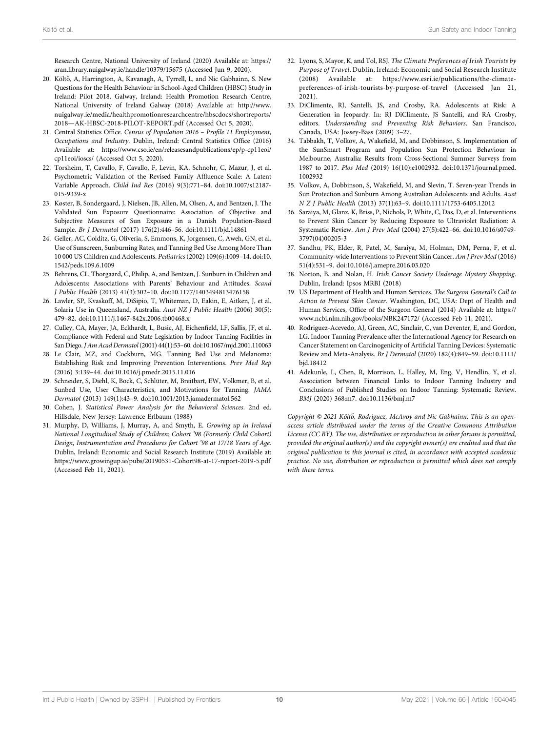Research Centre, National University of Ireland (2020) Available at: https://aran.library.nuigalway.ie/handle/10379/15675 (Accessed Jun 9, 2020).

20. Költő, A, Harrington, A, Kavanagh, A, Tyrrell, L, and Nic Gabhainn, S. New Questions for the Health Behaviour in School-Aged Children (HBSC) Study in Ireland: Pilot 2018. Galway, Ireland: Health Promotion Research Centre, National University of Ireland Galway (2018) Available at: http://www.nuigalway.ie/media/healthpromotionresearchcentre/hbscdocs/shortreports/2018—AK-HBSC-2018-PILOT-REPORT.pdf (Accessed Oct 5, 2020).
21. Central Statistics Office. *Census of Population 2016 – Profile 11 Employment, Occupations and Industry*. Dublin, Ireland: Central Statistics Office (2016) Available at: https://www.cso.ie/en/releasesandpublications/ep/p-cp11eoi/cp11eoi/ioscs/ (Accessed Oct 5, 2020).
22. Torsheim, T, Cavallo, F, Cavallo, F, Levin, KA, Schnohr, C, Mazur, J, et al. Psychometric Validation of the Revised Family Affluence Scale: A Latent Variable Approach. *Child Ind Res* (2016) 9(3):771–84. doi:10.1007/s12187-015-9339-x
23. Køster, B, Sondergaard, J, Nielsen, JB, Allen, M, Olsen, A, and Bentzen, J. The Validated Sun Exposure Questionnaire: Association of Objective and Subjective Measures of Sun Exposure in a Danish Population-Based Sample. *Br J Dermatol* (2017) 176(2):446–56. doi:10.1111/bjd.14861
24. Geller, AC, Colditz, G, Oliveria, S, Emmons, K, Jorgensen, C, Aweh, GN, et al. Use of Sunscreen, Sunburning Rates, and Tanning Bed Use Among More Than 10 000 US Children and Adolescents. *Pediatrics* (2002) 109(6):1009–14. doi:10.1542/peds.109.6.1009
25. Behrens, CL, Thorgaard, C, Philip, A, and Bentzen, J. Sunburn in Children and Adolescents: Associations with Parents' Behaviour and Attitudes. *Scand J Public Health* (2013) 41(3):302–10. doi:10.1177/1403494813476158
26. Lawler, SP, Kvaskoff, M, DiSipio, T, Whiteman, D, Eakin, E, Aitken, J, et al. Solaria Use in Queensland, Australia. *Aust NZ J Public Health* (2006) 30(5):479–82. doi:10.1111/j.1467-842x.2006.tb00468.x
27. Culley, CA, Mayer, JA, Eckhardt, L, Busic, AJ, Eichenfield, LF, Sallis, JF, et al. Compliance with Federal and State Legislation by Indoor Tanning Facilities in San Diego. *J Am Acad Dermatol* (2001) 44(1):53–60. doi:10.1067/mjd.2001.110063
28. Le Clair, MZ, and Cockburn, MG. Tanning Bed Use and Melanoma: Establishing Risk and Improving Prevention Interventions. *Prev Med Rep* (2016) 3:139–44. doi:10.1016/j.pmedr.2015.11.016
29. Schneider, S, Diehl, K, Bock, C, Schlüter, M, Breitbart, EW, Volkmer, B, et al. Sunbed Use, User Characteristics, and Motivations for Tanning. *JAMA Dermatol* (2013) 149(1):43–9. doi:10.1001/2013.jamadermatol.562
30. Cohen, J. *Statistical Power Analysis for the Behavioral Sciences*. 2nd ed. Hillsdale, New Jersey: Lawrence Erlbaum (1988)
31. Murphy, D, Williams, J, Murray, A, and Smyth, E. *Growing up in Ireland National Longitudinal Study of Children: Cohort '98 (Formerly Child Cohort) Design, Instrumentation and Procedures for Cohort '98 at 17/18 Years of Age*. Dublin, Ireland: Economic and Social Research Institute (2019) Available at: https://www.growingup.ie/pubs/20190531-Cohort98-at-17-report-2019-5.pdf (Accessed Feb 11, 2021).
32. Lyons, S, Mayor, K, and Tol, RSJ. *The Climate Preferences of Irish Tourists by Purpose of Travel*. Dublin, Ireland: Economic and Social Research Institute (2008) Available at: https://www.esri.ie/publications/the-climate-preferences-of-irish-tourists-by-purpose-of-travel (Accessed Jan 21, 2021).
33. DiClimente, RJ, Santelli, JS, and Crosby, RA. Adolescents at Risk: A Generation in Jeopardy. In: RJ DiClimente, JS Santelli, and RA Crosby, editors. *Understanding and Preventing Risk Behaviors*. San Francisco, Canada, USA: Jossey-Bass (2009) 3–27.
34. Tabbakh, T, Volkov, A, Wakefield, M, and Dobbinson, S. Implementation of the SunSmart Program and Population Sun Protection Behaviour in Melbourne, Australia: Results from Cross-Sectional Summer Surveys from 1987 to 2017. *Plos Med* (2019) 16(10):e1002932. doi:10.1371/journal.pmed.1002932
35. Volkov, A, Dobbinson, S, Wakefield, M, and Slevin, T. Seven-year Trends in Sun Protection and Sunburn Among Australian Adolescents and Adults. *Aust N Z J Public Health* (2013) 37(1):63–9. doi:10.1111/1753-6405.12012
36. Saraiya, M, Glanz, K, Briss, P, Nichols, P, White, C, Das, D, et al. Interventions to Prevent Skin Cancer by Reducing Exposure to Ultraviolet Radiation: A Systematic Review. *Am J Prev Med* (2004) 27(5):422–66. doi:10.1016/s0749-3797(04)00205-3
37. Sandhu, PK, Elder, R, Patel, M, Saraiya, M, Holman, DM, Perna, F, et al. Community-wide Interventions to Prevent Skin Cancer. *Am J Prev Med* (2016) 51(4):531–9. doi:10.1016/j.amepre.2016.03.020
38. Norton, B, and Nolan, H. *Irish Cancer Society Underage Mystery Shopping*. Dublin, Ireland: Ipsos MRBI (2018)
39. US Department of Health and Human Services. *The Surgeon General's Call to Action to Prevent Skin Cancer*. Washington, DC, USA: Dept of Health and Human Services, Office of the Surgeon General (2014) Available at: https://www.ncbi.nlm.nih.gov/books/NBK247172/ (Accessed Feb 11, 2021).
40. Rodriguez-Acevedo, AJ, Green, AC, Sinclair, C, van Deventer, E, and Gordon, LG. Indoor Tanning Prevalence after the International Agency for Research on Cancer Statement on Carcinogenicity of Artificial Tanning Devices: Systematic Review and Meta-Analysis. *Br J Dermatol* (2020) 182(4):849–59. doi:10.1111/bjd.18412
41. Adekunle, L, Chen, R, Morrison, L, Halley, M, Eng, V, Hendlin, Y, et al. Association between Financial Links to Indoor Tanning Industry and Conclusions of Published Studies on Indoor Tanning: Systematic Review. *BMJ* (2020) 368:m7. doi:10.1136/bmj.m7

*Copyright © 2021 Költő, Rodriguez, McAvoy and Nic Gabhainn. This is an open-access article distributed under the terms of the Creative Commons Attribution License (CC BY). The use, distribution or reproduction in other forums is permitted, provided the original author(s) and the copyright owner(s) are credited and that the original publication in this journal is cited, in accordance with accepted academic practice. No use, distribution or reproduction is permitted which does not comply with these terms.*